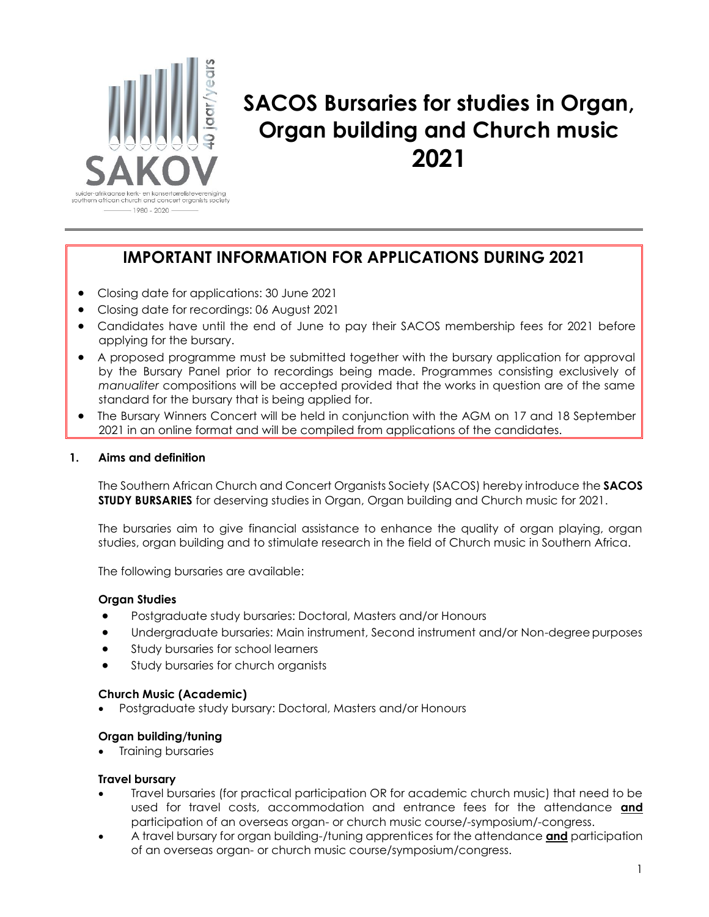# SACOS Bursaries for studies in Organ, Organ building and Church music 2021

## IMPORTANT INFORMATION FOR APPLICATIONS DURING 2021

- Closing date for applications: 30 June 2021
- Closing date for recordings: 06 August 2021
- Candidates have until the end of June to pay their SACOS membership fees for 2021 before applying for the bursary.
- A proposed programme must be submitted together with the bursary application for approval by the Bursary Panel prior to recordings being made. Programmes consisting exclusively of *manualiter* compositions will be accepted provided that the works in question are of the same standard for the bursary that is being applied for.
- The Bursary Winners Concert will be held in conjunction with the AGM on 17 and 18 September 2021 in an online format and will be compiled from applications of the candidates.

### 1. Aims and definition

The Southern African Church and Concert Organists Society (SACOS) hereby introduce the **SACOS STUDY BURSARIES** for deserving studies in Organ, Organ building and Church music for 2021.

The bursaries aim to give financial assistance to enhance the quality of organ playing, organ studies, organ building and to stimulate research in the field of Church music in Southern Africa.

The following bursaries are available:

**Organ Studies**

- Postgraduate study bursaries: Doctoral, Masters and/or Honours
- Undergraduate bursaries: Main instrument, Second instrument and/or Non-degree purposes
- Study bursaries for school learners
- Study bursaries for church organists

**Church Music (Academic)**

- Postgraduate study bursary: Doctoral, Masters and/or Honours

**Organ building/tuning**

- Training bursaries

**Travel bursary**

- Travel bursaries (for practical participation OR for academic church music) that need to be used for travel costs, accommodation and entrance fees for the attendance **and** participation of an overseas organ- or church music course/-symposium/-congress.
- A travel bursary for organ building-/tuning apprentices for the attendance **and** participation of an overseas organ- or church music course/symposium/congress.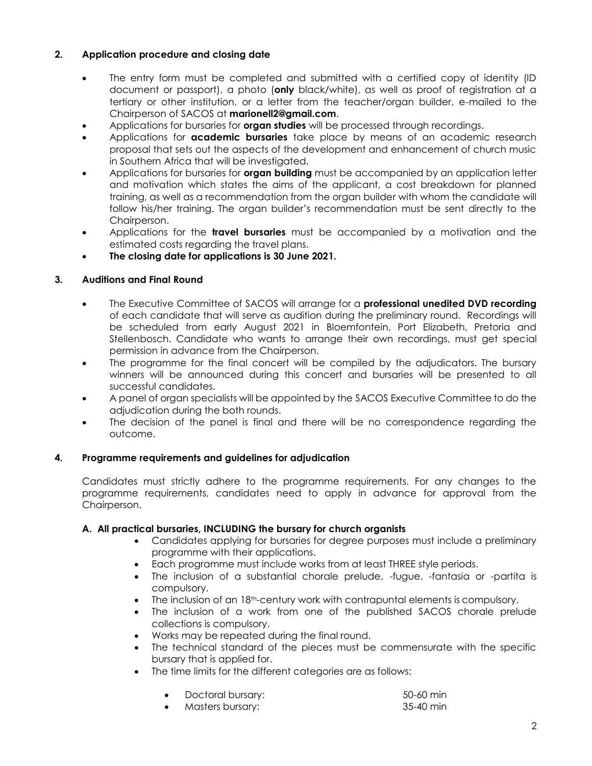## 2. Application procedure and closing date

- The entry form must be completed and submitted with a certified copy of identity (ID document or passport), a photo (**only** black/white), as well as proof of registration at a tertiary or other institution, or a letter from the teacher/organ builder, e-mailed to the Chairperson of SACOS at **marionell2@gmail.com**.
- Applications for bursaries for **organ studies** will be processed through recordings.
- Applications for **academic bursaries** take place by means of an academic research proposal that sets out the aspects of the development and enhancement of church music in Southern Africa that will be investigated.
- Applications for bursaries for **organ building** must be accompanied by an application letter and motivation which states the aims of the applicant, a cost breakdown for planned training, as well as a recommendation from the organ builder with whom the candidate will follow his/her training. The organ builder's recommendation must be sent directly to the Chairperson.
- Applications for the **travel bursaries** must be accompanied by a motivation and the estimated costs regarding the travel plans.
- **The closing date for applications is 30 June 2021.**

## 3. Auditions and Final Round

- The Executive Committee of SACOS will arrange for a **professional unedited DVD recording** of each candidate that will serve as audition during the preliminary round. Recordings will be scheduled from early August 2021 in Bloemfontein, Port Elizabeth, Pretoria and Stellenbosch. Candidate who wants to arrange their own recordings, must get special permission in advance from the Chairperson.
- The programme for the final concert will be compiled by the adjudicators. The bursary winners will be announced during this concert and bursaries will be presented to all successful candidates.
- A panel of organ specialists will be appointed by the SACOS Executive Committee to do the adjudication during the both rounds.
- The decision of the panel is final and there will be no correspondence regarding the outcome.

## 4. Programme requirements and guidelines for adjudication

Candidates must strictly adhere to the programme requirements. For any changes to the programme requirements, candidates need to apply in advance for approval from the Chairperson.

### A. All practical bursaries, INCLUDING the bursary for church organists

- Candidates applying for bursaries for degree purposes must include a preliminary programme with their applications.
- Each programme must include works from at least THREE style periods.
- The inclusion of a substantial chorale prelude, -fugue, -fantasia or -partita is compulsory.
- The inclusion of an 18th-century work with contrapuntal elements is compulsory.
- The inclusion of a work from one of the published SACOS chorale prelude collections is compulsory.
- Works may be repeated during the final round.
- The technical standard of the pieces must be commensurate with the specific bursary that is applied for.
- The time limits for the different categories are as follows:
  - Doctoral bursary: 50-60 min
  - Masters bursary: 35-40 min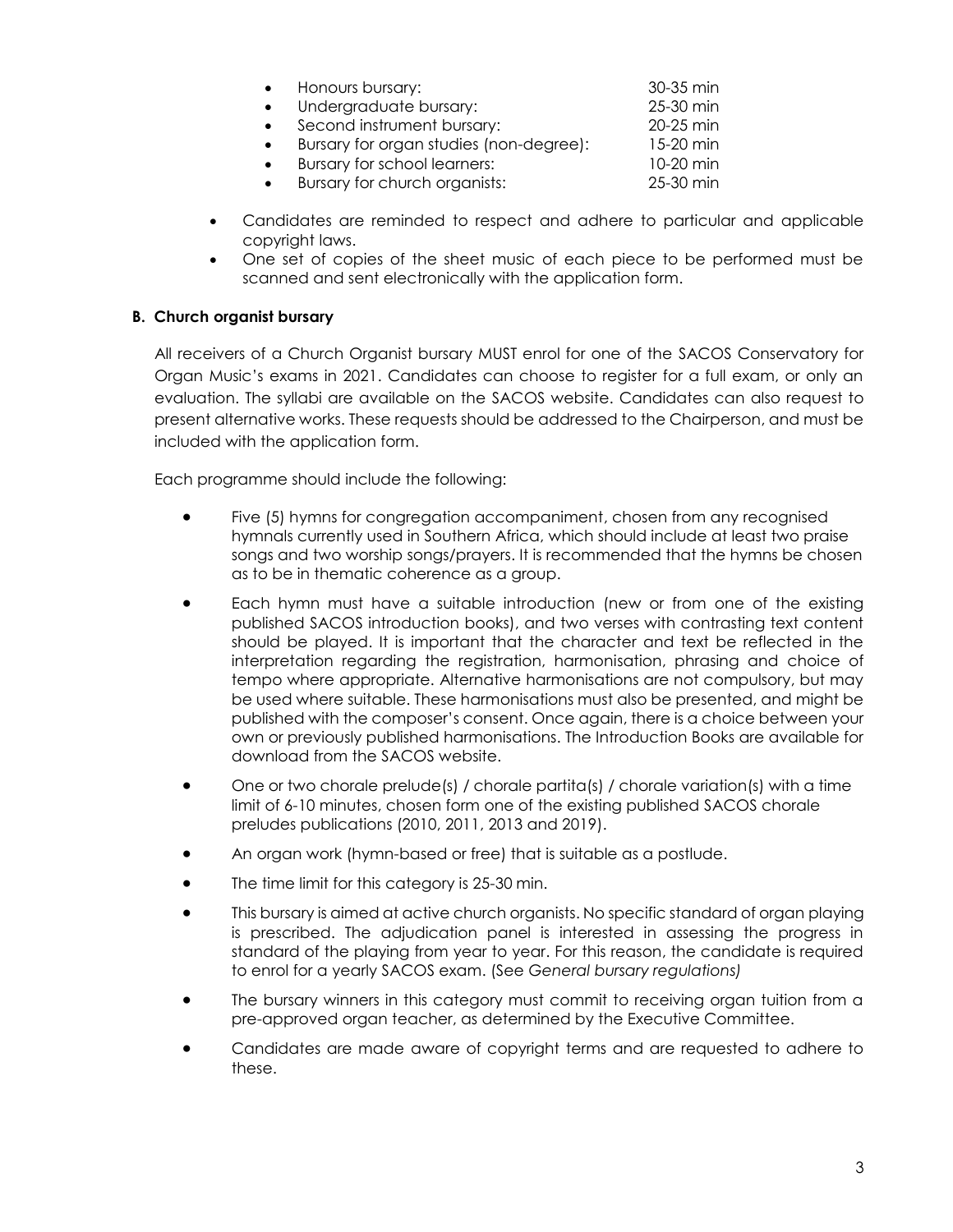- Honours bursary: 30-35 min
- Undergraduate bursary: 25-30 min
- Second instrument bursary: 20-25 min
- Bursary for organ studies (non-degree): 15-20 min
- Bursary for school learners: 10-20 min
- Bursary for church organists: 25-30 min

- Candidates are reminded to respect and adhere to particular and applicable copyright laws.
- One set of copies of the sheet music of each piece to be performed must be scanned and sent electronically with the application form.

### B. Church organist bursary

All receivers of a Church Organist bursary MUST enrol for one of the SACOS Conservatory for Organ Music's exams in 2021. Candidates can choose to register for a full exam, or only an evaluation. The syllabi are available on the SACOS website. Candidates can also request to present alternative works. These requests should be addressed to the Chairperson, and must be included with the application form.

Each programme should include the following:

- Five (5) hymns for congregation accompaniment, chosen from any recognised hymnals currently used in Southern Africa, which should include at least two praise songs and two worship songs/prayers. It is recommended that the hymns be chosen as to be in thematic coherence as a group.
- Each hymn must have a suitable introduction (new or from one of the existing published SACOS introduction books), and two verses with contrasting text content should be played. It is important that the character and text be reflected in the interpretation regarding the registration, harmonisation, phrasing and choice of tempo where appropriate. Alternative harmonisations are not compulsory, but may be used where suitable. These harmonisations must also be presented, and might be published with the composer's consent. Once again, there is a choice between your own or previously published harmonisations. The Introduction Books are available for download from the SACOS website.
- One or two chorale prelude(s) / chorale partita(s) / chorale variation(s) with a time limit of 6-10 minutes, chosen form one of the existing published SACOS chorale preludes publications (2010, 2011, 2013 and 2019).
- An organ work (hymn-based or free) that is suitable as a postlude.
- The time limit for this category is 25-30 min.
- This bursary is aimed at active church organists. No specific standard of organ playing is prescribed. The adjudication panel is interested in assessing the progress in standard of the playing from year to year. For this reason, the candidate is required to enrol for a yearly SACOS exam. (See *General bursary regulations)*
- The bursary winners in this category must commit to receiving organ tuition from a pre-approved organ teacher, as determined by the Executive Committee.
- Candidates are made aware of copyright terms and are requested to adhere to these.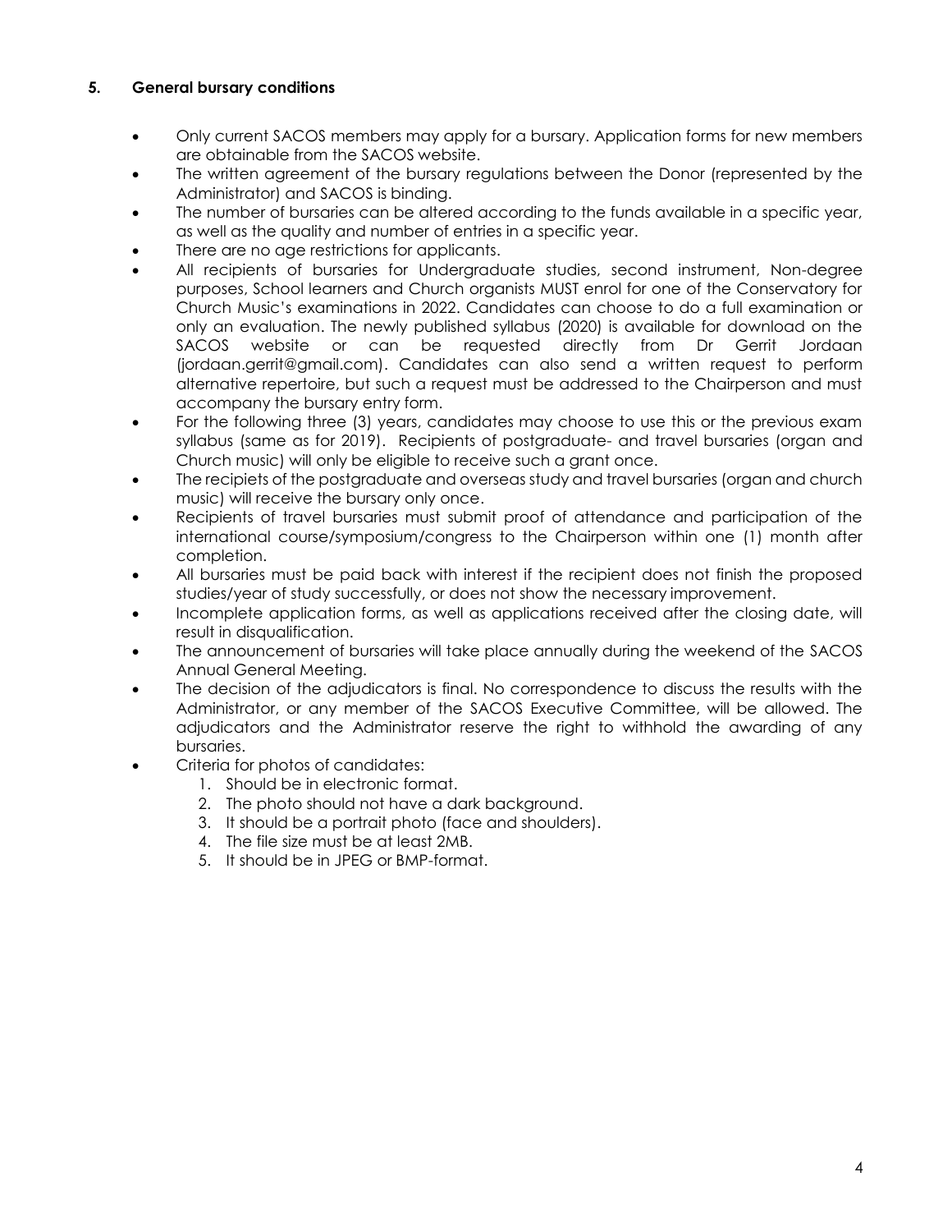### 5. General bursary conditions

- Only current SACOS members may apply for a bursary. Application forms for new members are obtainable from the SACOS website.
- The written agreement of the bursary regulations between the Donor (represented by the Administrator) and SACOS is binding.
- The number of bursaries can be altered according to the funds available in a specific year, as well as the quality and number of entries in a specific year.
- There are no age restrictions for applicants.
- All recipients of bursaries for Undergraduate studies, second instrument, Non-degree purposes, School learners and Church organists MUST enrol for one of the Conservatory for Church Music's examinations in 2022. Candidates can choose to do a full examination or only an evaluation. The newly published syllabus (2020) is available for download on the SACOS website or can be requested directly from Dr Gerrit Jordaan (jordaan.gerrit@gmail.com). Candidates can also send a written request to perform alternative repertoire, but such a request must be addressed to the Chairperson and must accompany the bursary entry form.
- For the following three (3) years, candidates may choose to use this or the previous exam syllabus (same as for 2019). Recipients of postgraduate- and travel bursaries (organ and Church music) will only be eligible to receive such a grant once.
- The recipiets of the postgraduate and overseas study and travel bursaries (organ and church music) will receive the bursary only once.
- Recipients of travel bursaries must submit proof of attendance and participation of the international course/symposium/congress to the Chairperson within one (1) month after completion.
- All bursaries must be paid back with interest if the recipient does not finish the proposed studies/year of study successfully, or does not show the necessary improvement.
- Incomplete application forms, as well as applications received after the closing date, will result in disqualification.
- The announcement of bursaries will take place annually during the weekend of the SACOS Annual General Meeting.
- The decision of the adjudicators is final. No correspondence to discuss the results with the Administrator, or any member of the SACOS Executive Committee, will be allowed. The adjudicators and the Administrator reserve the right to withhold the awarding of any bursaries.
- Criteria for photos of candidates:
  1. Should be in electronic format.
  2. The photo should not have a dark background.
  3. It should be a portrait photo (face and shoulders).
  4. The file size must be at least 2MB.
  5. It should be in JPEG or BMP-format.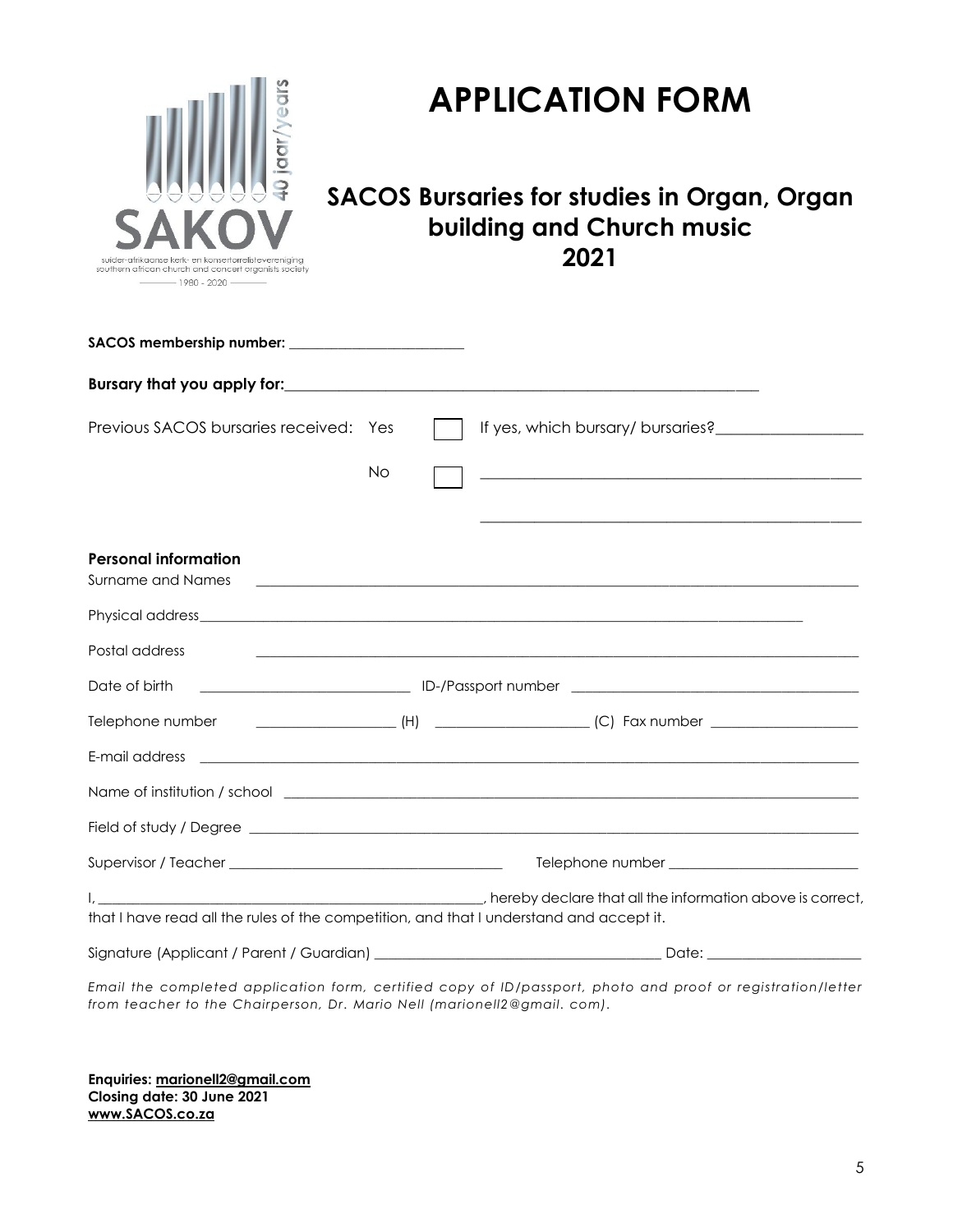SAKOV

40 jaar/years

suider-afrikaanse kerk- en konsertorrelistevereniging
southern african church and concert organists society
1980 - 2020

# APPLICATION FORM

## SACOS Bursaries for studies in Organ, Organ building and Church music 2021

**SACOS membership number:** ________________________

**Bursary that you apply for:** ________________________________________________________________

Previous SACOS bursaries received: Yes ☐ If yes, which bursary/ bursaries? ____________________

No ☐ ________________________________________________

________________________________________________

**Personal information**

Surname and Names ________________________________________________________________

Physical address ________________________________________________________________

Postal address ________________________________________________________________

Date of birth ____________________________ ID-/Passport number ____________________________

Telephone number ____________________ (H) ____________________ (C) Fax number ____________________

E-mail address ________________________________________________________________

Name of institution / school ________________________________________________________________

Field of study / Degree ________________________________________________________________

Supervisor / Teacher ____________________________________ Telephone number __________________________

I, ______________________________________________________, hereby declare that all the information above is correct, that I have read all the rules of the competition, and that I understand and accept it.

Signature (Applicant / Parent / Guardian) ______________________________________ Date: ____________________

*Email the completed application form, certified copy of ID/passport, photo and proof or registration/letter from teacher to the Chairperson, Dr. Mario Nell (marionell2@gmail. com).*

**Enquiries: marionell2@gmail.com**
**Closing date: 30 June 2021**
**www.SACOS.co.za**